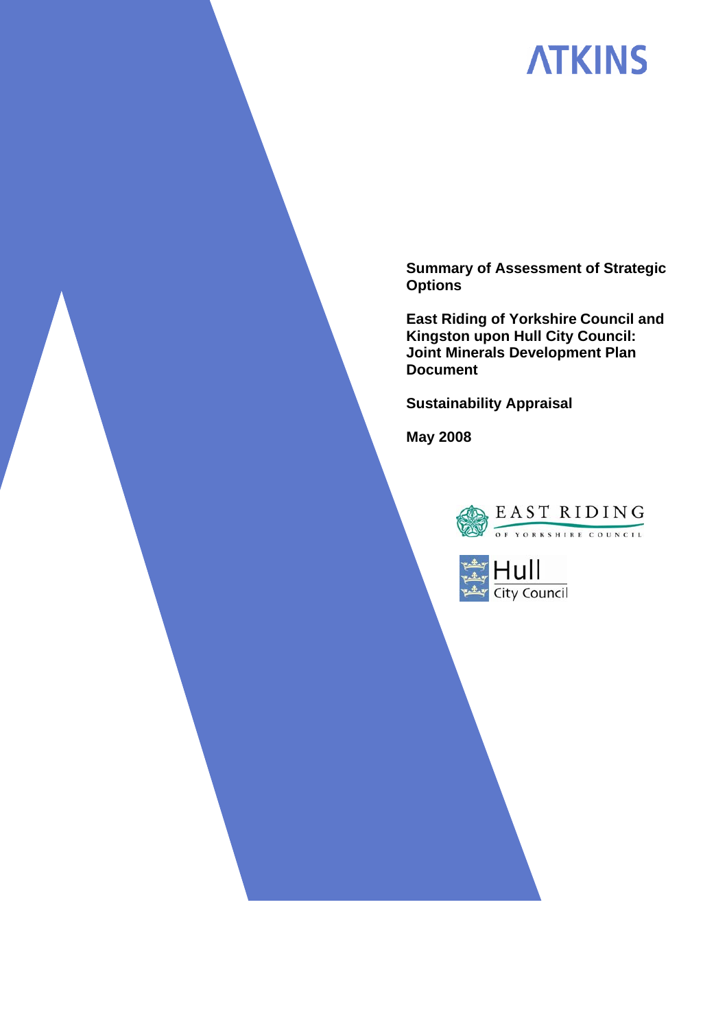ATKINS

**Summary of Assessment of Strategic Options**

**East Riding of Yorkshire Council and Kingston upon Hull City Council: Joint Minerals Development Plan Document**

**Sustainability Appraisal**

**May 2008**

EAST RIDING OF YORKSHIRE COUNCIL

Hull City Council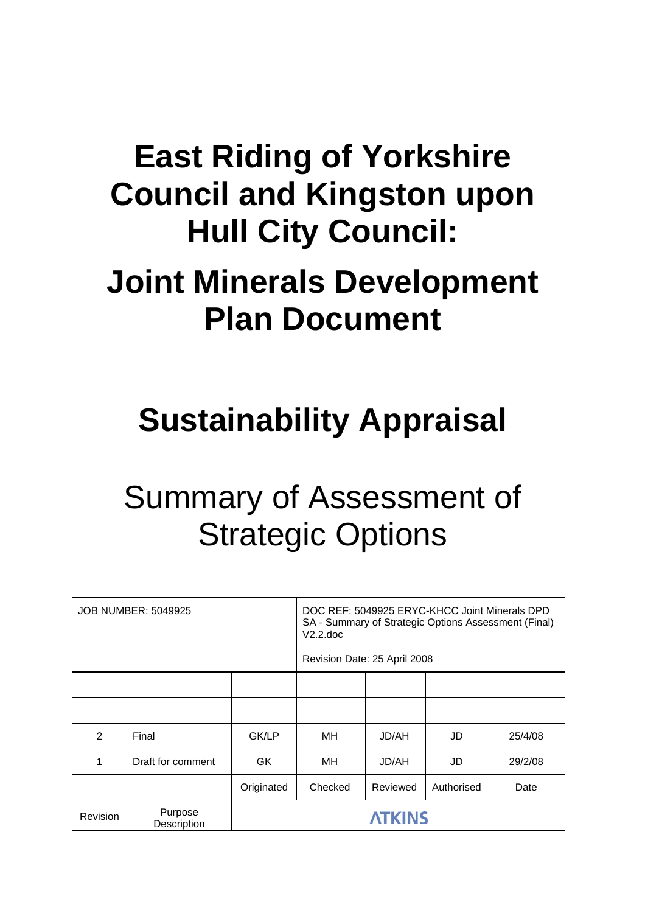# East Riding of Yorkshire Council and Kingston upon Hull City Council:

# Joint Minerals Development Plan Document

# Sustainability Appraisal

## Summary of Assessment of Strategic Options

| JOB NUMBER: 5049925 | | | DOC REF: 5049925 ERYC-KHCC Joint Minerals DPD SA - Summary of Strategic Options Assessment (Final) V2.2.doc<br><br>Revision Date: 25 April 2008 | | | |
|---|---|---|---|---|---|---|
| | | | | | | |
| | | | | | | |
| 2 | Final | GK/LP | MH | JD/AH | JD | 25/4/08 |
| 1 | Draft for comment | GK | MH | JD/AH | JD | 29/2/08 |
| | | Originated | Checked | Reviewed | Authorised | Date |
| Revision | Purpose Description | ATKINS | | | | |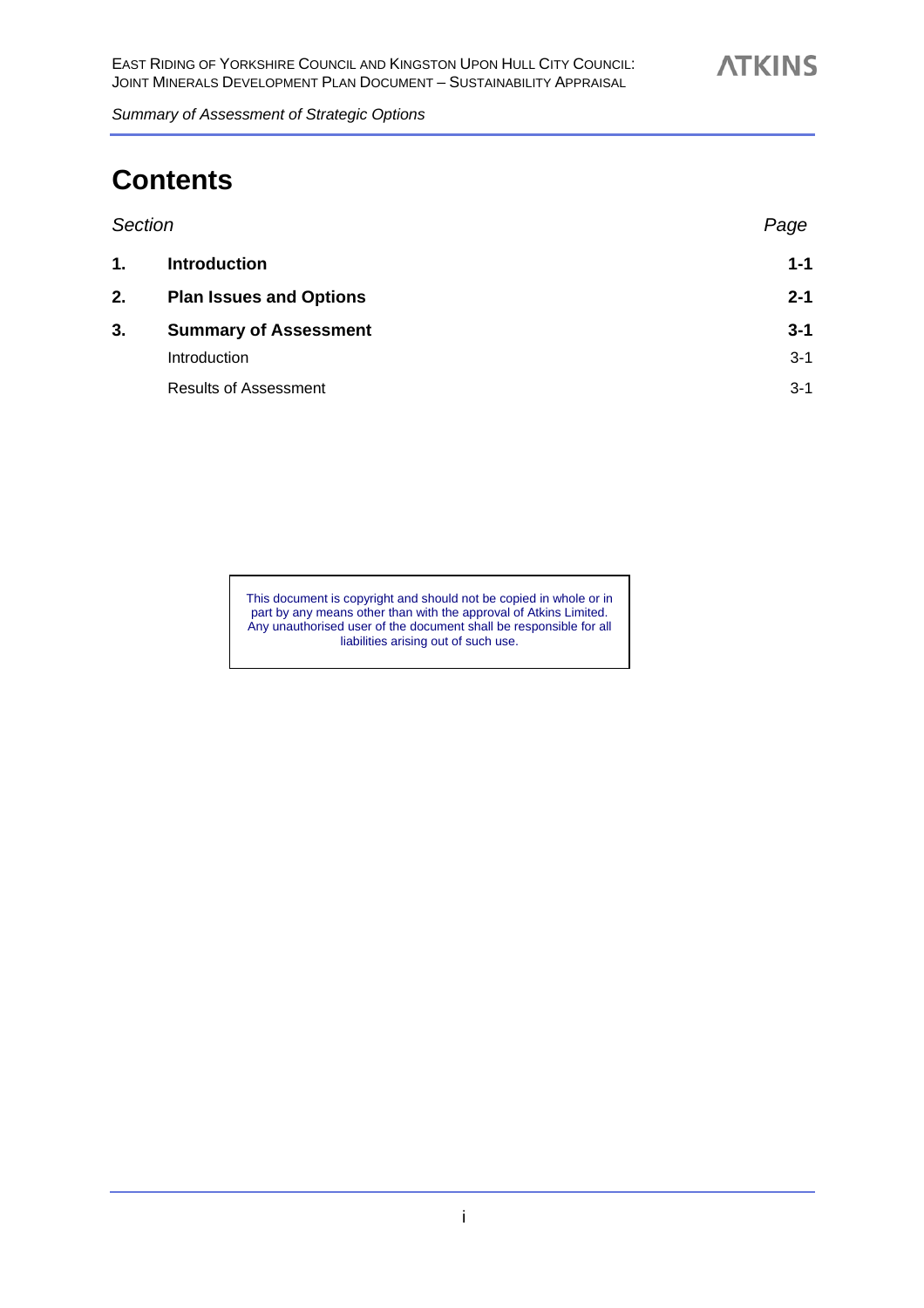# Contents

| Section | | Page |
|---|---|---|
| **1.** | **Introduction** | **1-1** |
| **2.** | **Plan Issues and Options** | **2-1** |
| **3.** | **Summary of Assessment** | **3-1** |
| | Introduction | 3-1 |
| | Results of Assessment | 3-1 |

This document is copyright and should not be copied in whole or in part by any means other than with the approval of Atkins Limited. Any unauthorised user of the document shall be responsible for all liabilities arising out of such use.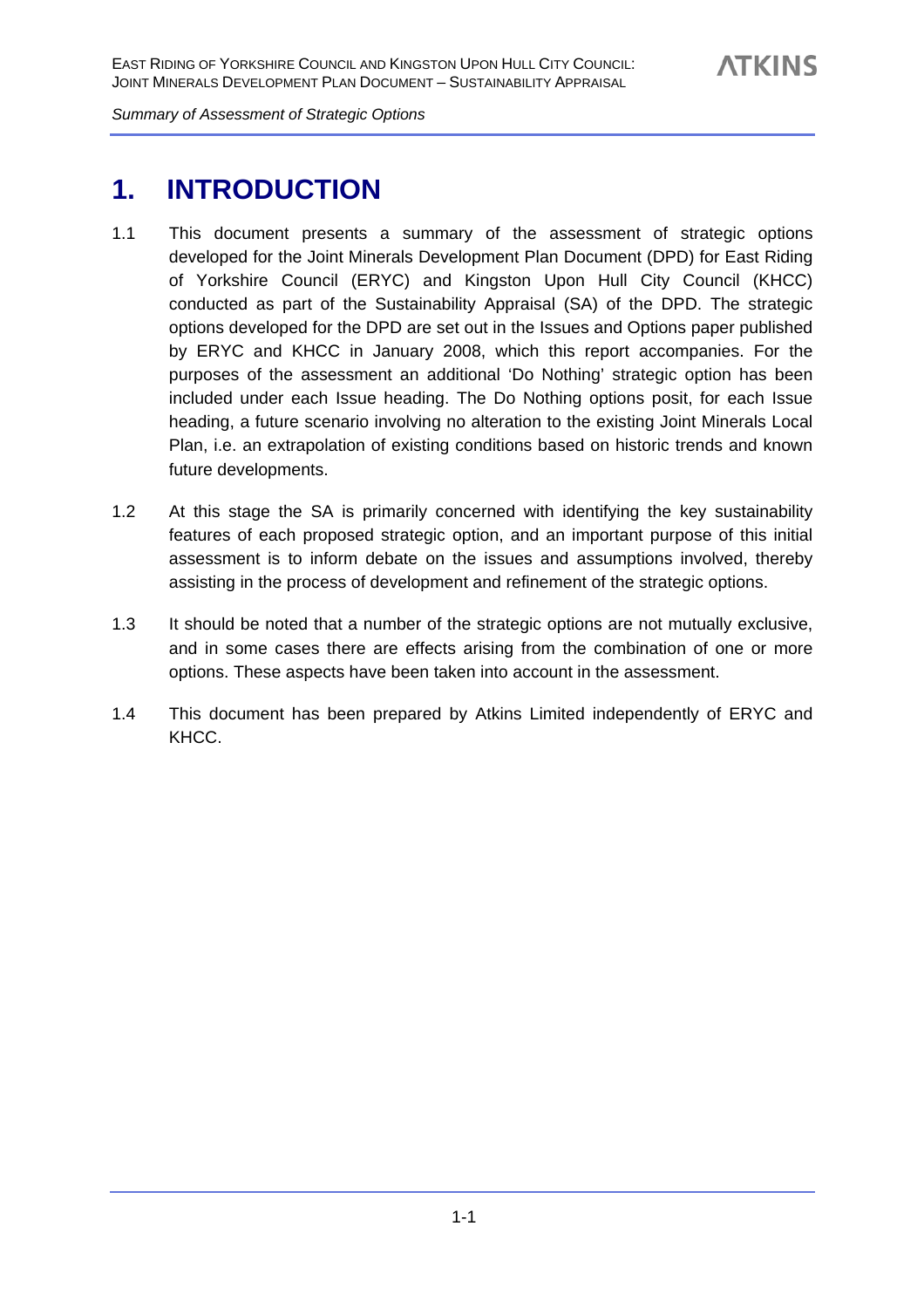# 1. INTRODUCTION

1.1 This document presents a summary of the assessment of strategic options developed for the Joint Minerals Development Plan Document (DPD) for East Riding of Yorkshire Council (ERYC) and Kingston Upon Hull City Council (KHCC) conducted as part of the Sustainability Appraisal (SA) of the DPD. The strategic options developed for the DPD are set out in the Issues and Options paper published by ERYC and KHCC in January 2008, which this report accompanies. For the purposes of the assessment an additional 'Do Nothing' strategic option has been included under each Issue heading. The Do Nothing options posit, for each Issue heading, a future scenario involving no alteration to the existing Joint Minerals Local Plan, i.e. an extrapolation of existing conditions based on historic trends and known future developments.

1.2 At this stage the SA is primarily concerned with identifying the key sustainability features of each proposed strategic option, and an important purpose of this initial assessment is to inform debate on the issues and assumptions involved, thereby assisting in the process of development and refinement of the strategic options.

1.3 It should be noted that a number of the strategic options are not mutually exclusive, and in some cases there are effects arising from the combination of one or more options. These aspects have been taken into account in the assessment.

1.4 This document has been prepared by Atkins Limited independently of ERYC and KHCC.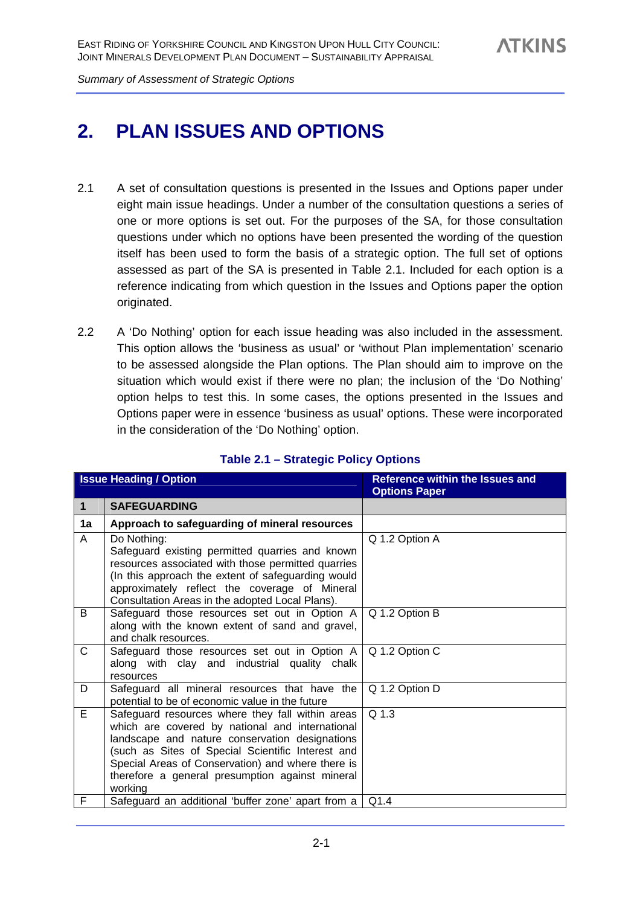# 2. PLAN ISSUES AND OPTIONS

2.1 A set of consultation questions is presented in the Issues and Options paper under eight main issue headings. Under a number of the consultation questions a series of one or more options is set out. For the purposes of the SA, for those consultation questions under which no options have been presented the wording of the question itself has been used to form the basis of a strategic option. The full set of options assessed as part of the SA is presented in Table 2.1. Included for each option is a reference indicating from which question in the Issues and Options paper the option originated.

2.2 A 'Do Nothing' option for each issue heading was also included in the assessment. This option allows the 'business as usual' or 'without Plan implementation' scenario to be assessed alongside the Plan options. The Plan should aim to improve on the situation which would exist if there were no plan; the inclusion of the 'Do Nothing' option helps to test this. In some cases, the options presented in the Issues and Options paper were in essence 'business as usual' options. These were incorporated in the consideration of the 'Do Nothing' option.

**Table 2.1 – Strategic Policy Options**

| Issue Heading / Option | | Reference within the Issues and Options Paper |
|---|---|---|
| **1** | **SAFEGUARDING** | |
| **1a** | **Approach to safeguarding of mineral resources** | |
| A | Do Nothing: Safeguard existing permitted quarries and known resources associated with those permitted quarries (In this approach the extent of safeguarding would approximately reflect the coverage of Mineral Consultation Areas in the adopted Local Plans). | Q 1.2 Option A |
| B | Safeguard those resources set out in Option A along with the known extent of sand and gravel, and chalk resources. | Q 1.2 Option B |
| C | Safeguard those resources set out in Option A along with clay and industrial quality chalk resources | Q 1.2 Option C |
| D | Safeguard all mineral resources that have the potential to be of economic value in the future | Q 1.2 Option D |
| E | Safeguard resources where they fall within areas which are covered by national and international landscape and nature conservation designations (such as Sites of Special Scientific Interest and Special Areas of Conservation) and where there is therefore a general presumption against mineral working | Q 1.3 |
| F | Safeguard an additional 'buffer zone' apart from a | Q1.4 |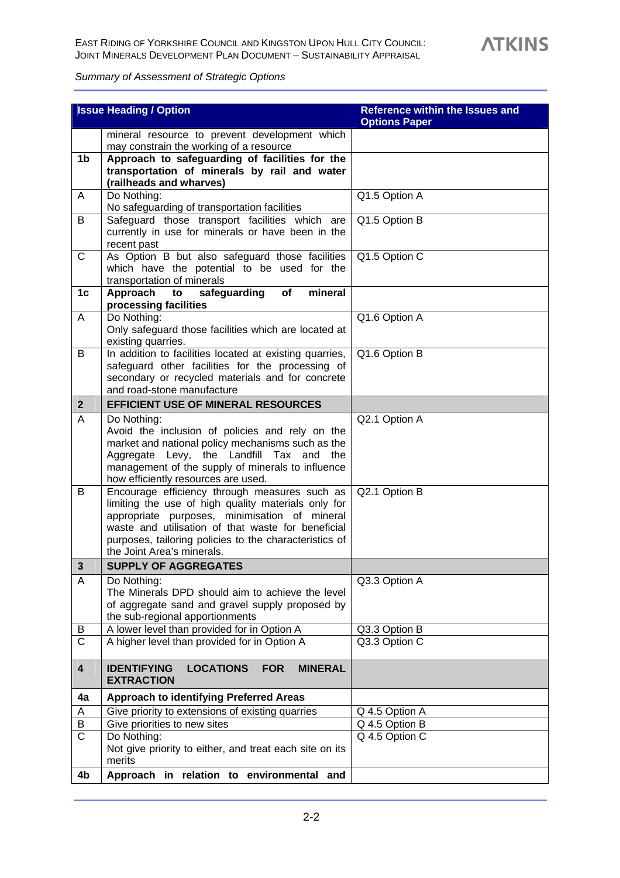*Summary of Assessment of Strategic Options*

| | Issue Heading / Option | Reference within the Issues and Options Paper |
|---|---|---|
| | mineral resource to prevent development which may constrain the working of a resource | |
| **1b** | **Approach to safeguarding of facilities for the transportation of minerals by rail and water (railheads and wharves)** | |
| A | Do Nothing:<br>No safeguarding of transportation facilities | Q1.5 Option A |
| B | Safeguard those transport facilities which are currently in use for minerals or have been in the recent past | Q1.5 Option B |
| C | As Option B but also safeguard those facilities which have the potential to be used for the transportation of minerals | Q1.5 Option C |
| **1c** | **Approach to safeguarding of mineral processing facilities** | |
| A | Do Nothing:<br>Only safeguard those facilities which are located at existing quarries. | Q1.6 Option A |
| B | In addition to facilities located at existing quarries, safeguard other facilities for the processing of secondary or recycled materials and for concrete and road-stone manufacture | Q1.6 Option B |
| **2** | **EFFICIENT USE OF MINERAL RESOURCES** | |
| A | Do Nothing:<br>Avoid the inclusion of policies and rely on the market and national policy mechanisms such as the Aggregate Levy, the Landfill Tax and the management of the supply of minerals to influence how efficiently resources are used. | Q2.1 Option A |
| B | Encourage efficiency through measures such as limiting the use of high quality materials only for appropriate purposes, minimisation of mineral waste and utilisation of that waste for beneficial purposes, tailoring policies to the characteristics of the Joint Area's minerals. | Q2.1 Option B |
| **3** | **SUPPLY OF AGGREGATES** | |
| A | Do Nothing:<br>The Minerals DPD should aim to achieve the level of aggregate sand and gravel supply proposed by the sub-regional apportionments | Q3.3 Option A |
| B | A lower level than provided for in Option A | Q3.3 Option B |
| C | A higher level than provided for in Option A | Q3.3 Option C |
| **4** | **IDENTIFYING LOCATIONS FOR MINERAL EXTRACTION** | |
| **4a** | **Approach to identifying Preferred Areas** | |
| A | Give priority to extensions of existing quarries | Q 4.5 Option A |
| B | Give priorities to new sites | Q 4.5 Option B |
| C | Do Nothing:<br>Not give priority to either, and treat each site on its merits | Q 4.5 Option C |
| **4b** | **Approach in relation to environmental and** | |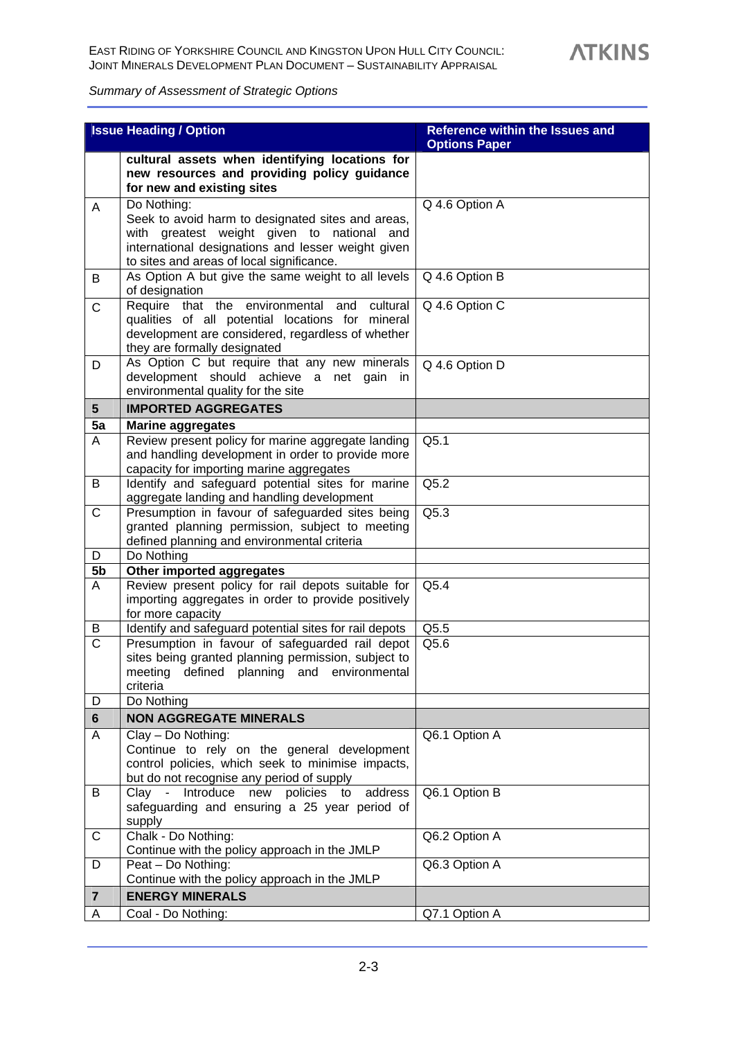*Summary of Assessment of Strategic Options*

| | Issue Heading / Option | Reference within the Issues and Options Paper |
|---|---|---|
| | **cultural assets when identifying locations for new resources and providing policy guidance for new and existing sites** | |
| A | Do Nothing: Seek to avoid harm to designated sites and areas, with greatest weight given to national and international designations and lesser weight given to sites and areas of local significance. | Q 4.6 Option A |
| B | As Option A but give the same weight to all levels of designation | Q 4.6 Option B |
| C | Require that the environmental and cultural qualities of all potential locations for mineral development are considered, regardless of whether they are formally designated | Q 4.6 Option C |
| D | As Option C but require that any new minerals development should achieve a net gain in environmental quality for the site | Q 4.6 Option D |
| **5** | **IMPORTED AGGREGATES** | |
| **5a** | **Marine aggregates** | |
| A | Review present policy for marine aggregate landing and handling development in order to provide more capacity for importing marine aggregates | Q5.1 |
| B | Identify and safeguard potential sites for marine aggregate landing and handling development | Q5.2 |
| C | Presumption in favour of safeguarded sites being granted planning permission, subject to meeting defined planning and environmental criteria | Q5.3 |
| D | Do Nothing | |
| **5b** | **Other imported aggregates** | |
| A | Review present policy for rail depots suitable for importing aggregates in order to provide positively for more capacity | Q5.4 |
| B | Identify and safeguard potential sites for rail depots | Q5.5 |
| C | Presumption in favour of safeguarded rail depot sites being granted planning permission, subject to meeting defined planning and environmental criteria | Q5.6 |
| D | Do Nothing | |
| **6** | **NON AGGREGATE MINERALS** | |
| A | Clay – Do Nothing: Continue to rely on the general development control policies, which seek to minimise impacts, but do not recognise any period of supply | Q6.1 Option A |
| B | Clay - Introduce new policies to address safeguarding and ensuring a 25 year period of supply | Q6.1 Option B |
| C | Chalk - Do Nothing: Continue with the policy approach in the JMLP | Q6.2 Option A |
| D | Peat – Do Nothing: Continue with the policy approach in the JMLP | Q6.3 Option A |
| **7** | **ENERGY MINERALS** | |
| A | Coal - Do Nothing: | Q7.1 Option A |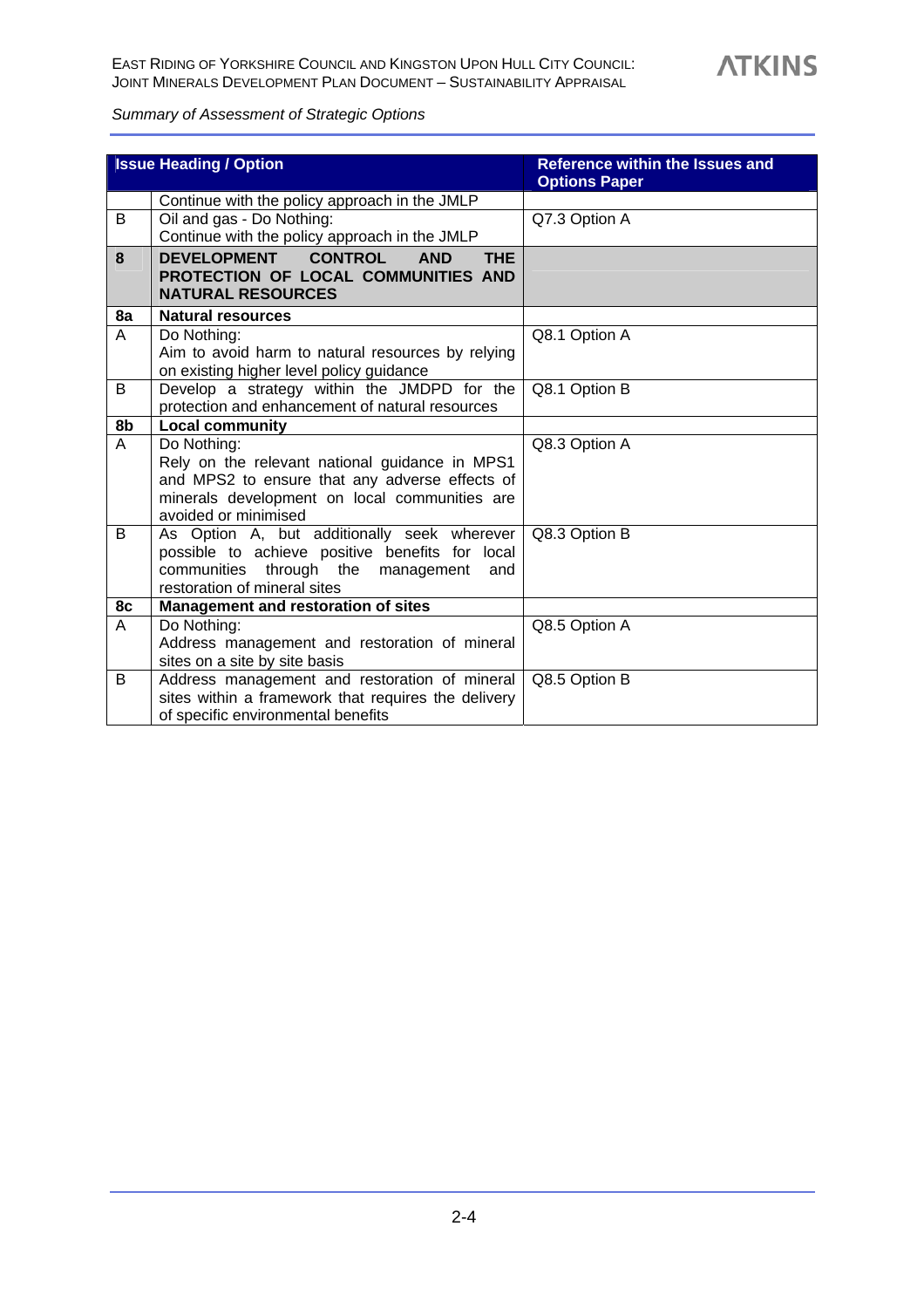*Summary of Assessment of Strategic Options*

| Issue Heading / Option | | Reference within the Issues and Options Paper |
|---|---|---|
| | Continue with the policy approach in the JMLP | |
| B | Oil and gas - Do Nothing:<br>Continue with the policy approach in the JMLP | Q7.3 Option A |
| **8** | **DEVELOPMENT CONTROL AND THE PROTECTION OF LOCAL COMMUNITIES AND NATURAL RESOURCES** | |
| **8a** | **Natural resources** | |
| A | Do Nothing:<br>Aim to avoid harm to natural resources by relying on existing higher level policy guidance | Q8.1 Option A |
| B | Develop a strategy within the JMDPD for the protection and enhancement of natural resources | Q8.1 Option B |
| **8b** | **Local community** | |
| A | Do Nothing:<br>Rely on the relevant national guidance in MPS1 and MPS2 to ensure that any adverse effects of minerals development on local communities are avoided or minimised | Q8.3 Option A |
| B | As Option A, but additionally seek wherever possible to achieve positive benefits for local communities through the management and restoration of mineral sites | Q8.3 Option B |
| **8c** | **Management and restoration of sites** | |
| A | Do Nothing:<br>Address management and restoration of mineral sites on a site by site basis | Q8.5 Option A |
| B | Address management and restoration of mineral sites within a framework that requires the delivery of specific environmental benefits | Q8.5 Option B |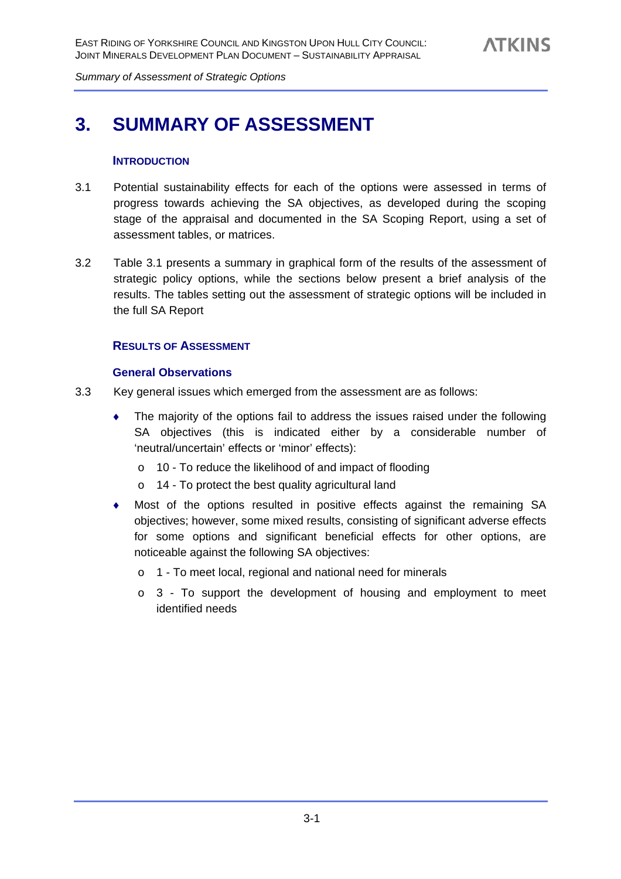# 3. SUMMARY OF ASSESSMENT

### INTRODUCTION

3.1 Potential sustainability effects for each of the options were assessed in terms of progress towards achieving the SA objectives, as developed during the scoping stage of the appraisal and documented in the SA Scoping Report, using a set of assessment tables, or matrices.

3.2 Table 3.1 presents a summary in graphical form of the results of the assessment of strategic policy options, while the sections below present a brief analysis of the results. The tables setting out the assessment of strategic options will be included in the full SA Report

### RESULTS OF ASSESSMENT

#### General Observations

3.3 Key general issues which emerged from the assessment are as follows:

- The majority of the options fail to address the issues raised under the following SA objectives (this is indicated either by a considerable number of 'neutral/uncertain' effects or 'minor' effects):
  - 10 - To reduce the likelihood of and impact of flooding
  - 14 - To protect the best quality agricultural land
- Most of the options resulted in positive effects against the remaining SA objectives; however, some mixed results, consisting of significant adverse effects for some options and significant beneficial effects for other options, are noticeable against the following SA objectives:
  - 1 - To meet local, regional and national need for minerals
  - 3 - To support the development of housing and employment to meet identified needs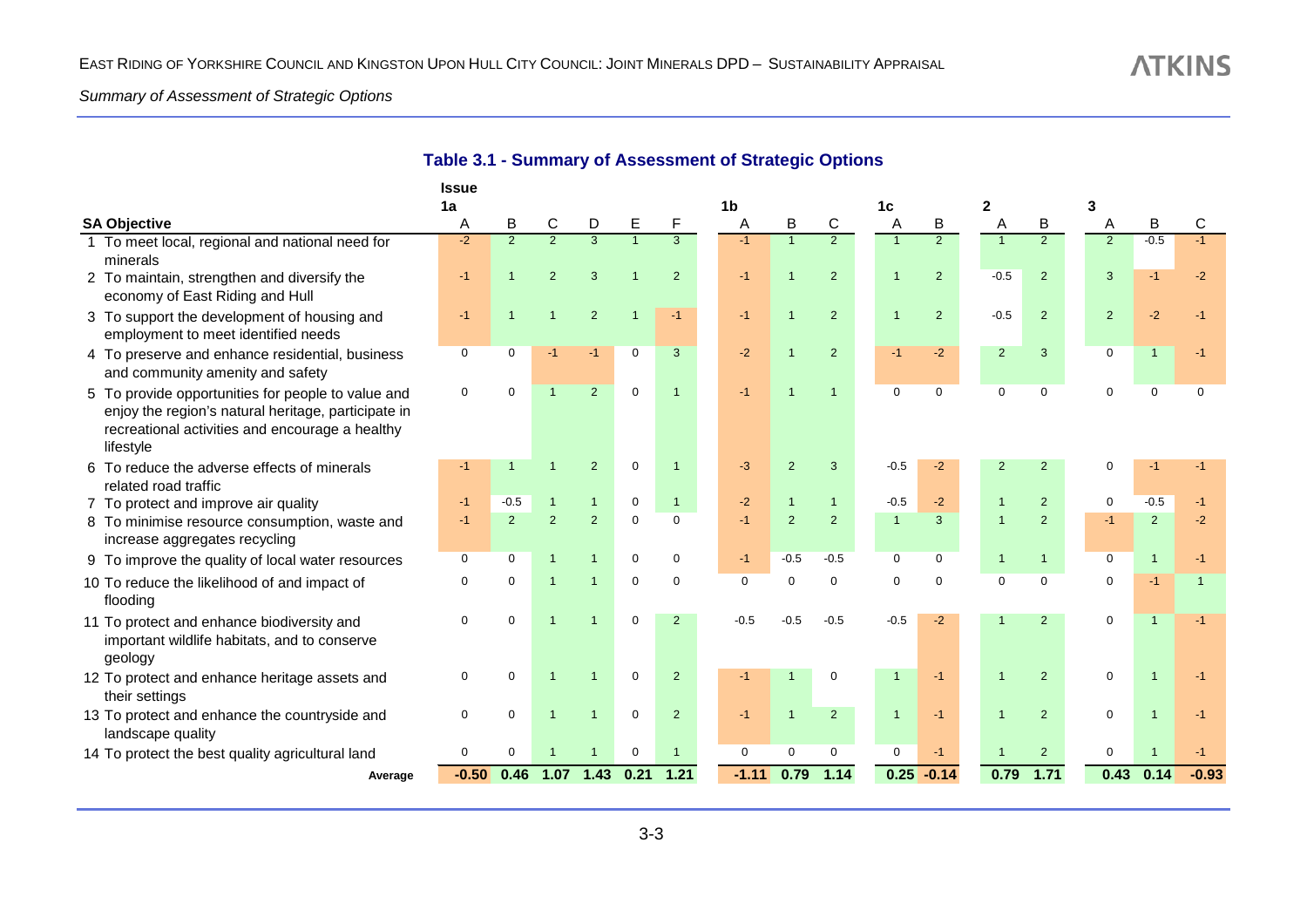## Table 3.1 - Summary of Assessment of Strategic Options

| SA Objective | 1a A | 1a B | 1a C | 1a D | 1a E | 1a F | 1b A | 1b B | 1b C | 1c A | 1c B | 2 A | 2 B | 3 A | 3 B | 3 C |
|---|---|---|---|---|---|---|---|---|---|---|---|---|---|---|---|---|
| 1 To meet local, regional and national need for minerals | -2 | 2 | 2 | 3 | 1 | 3 | -1 | 1 | 2 | 1 | 2 | 1 | 2 | 2 | -0.5 | -1 |
| 2 To maintain, strengthen and diversify the economy of East Riding and Hull | -1 | 1 | 2 | 3 | 1 | 2 | -1 | 1 | 2 | 1 | 2 | -0.5 | 2 | 3 | -1 | -2 |
| 3 To support the development of housing and employment to meet identified needs | -1 | 1 | 1 | 2 | 1 | -1 | -1 | 1 | 2 | 1 | 2 | -0.5 | 2 | 2 | -2 | -1 |
| 4 To preserve and enhance residential, business and community amenity and safety | 0 | 0 | -1 | -1 | 0 | 3 | -2 | 1 | 2 | -1 | -2 | 2 | 3 | 0 | 1 | -1 |
| 5 To provide opportunities for people to value and enjoy the region's natural heritage, participate in recreational activities and encourage a healthy lifestyle | 0 | 0 | 1 | 2 | 0 | 1 | -1 | 1 | 1 | 0 | 0 | 0 | 0 | 0 | 0 | 0 |
| 6 To reduce the adverse effects of minerals related road traffic | -1 | 1 | 1 | 2 | 0 | 1 | -3 | 2 | 3 | -0.5 | -2 | 2 | 2 | 0 | -1 | -1 |
| 7 To protect and improve air quality | -1 | -0.5 | 1 | 1 | 0 | 1 | -2 | 1 | 1 | -0.5 | -2 | 1 | 2 | 0 | -0.5 | -1 |
| 8 To minimise resource consumption, waste and increase aggregates recycling | -1 | 2 | 2 | 2 | 0 | 0 | -1 | 2 | 2 | 1 | 3 | 1 | 2 | -1 | 2 | -2 |
| 9 To improve the quality of local water resources | 0 | 0 | 1 | 1 | 0 | 0 | -1 | -0.5 | -0.5 | 0 | 0 | 1 | 1 | 0 | 1 | -1 |
| 10 To reduce the likelihood of and impact of flooding | 0 | 0 | 1 | 1 | 0 | 0 | 0 | 0 | 0 | 0 | 0 | 0 | 0 | 0 | -1 | 1 |
| 11 To protect and enhance biodiversity and important wildlife habitats, and to conserve geology | 0 | 0 | 1 | 1 | 0 | 2 | -0.5 | -0.5 | -0.5 | -0.5 | -2 | 1 | 2 | 0 | 1 | -1 |
| 12 To protect and enhance heritage assets and their settings | 0 | 0 | 1 | 1 | 0 | 2 | -1 | 1 | 0 | 1 | -1 | 1 | 2 | 0 | 1 | -1 |
| 13 To protect and enhance the countryside and landscape quality | 0 | 0 | 1 | 1 | 0 | 2 | -1 | 1 | 2 | 1 | -1 | 1 | 2 | 0 | 1 | -1 |
| 14 To protect the best quality agricultural land | 0 | 0 | 1 | 1 | 0 | 1 | 0 | 0 | 0 | 0 | -1 | 1 | 2 | 0 | 1 | -1 |
| **Average** | **-0.50** | **0.46** | **1.07** | **1.43** | **0.21** | **1.21** | **-1.11** | **0.79** | **1.14** | **0.25** | **-0.14** | **0.79** | **1.71** | **0.43** | **0.14** | **-0.93** |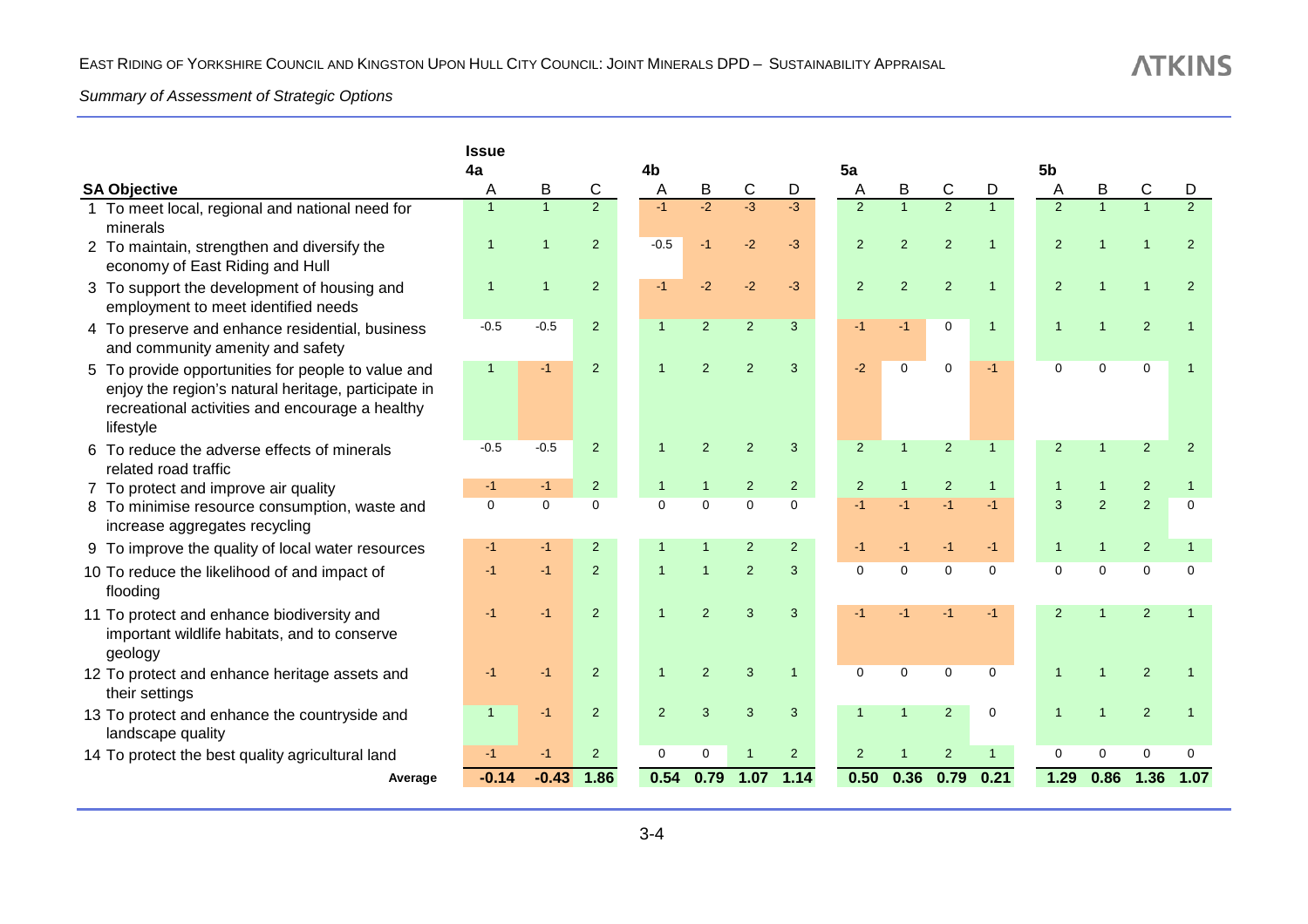*Summary of Assessment of Strategic Options*

| SA Objective | Issue 4a A | 4a B | 4a C | 4b A | 4b B | 4b C | 4b D | 5a A | 5a B | 5a C | 5a D | 5b A | 5b B | 5b C | 5b D |
|---|---|---|---|---|---|---|---|---|---|---|---|---|---|---|---|
| 1 To meet local, regional and national need for minerals | 1 | 1 | 2 | -1 | -2 | -3 | -3 | 2 | 1 | 2 | 1 | 2 | 1 | 1 | 2 |
| 2 To maintain, strengthen and diversify the economy of East Riding and Hull | 1 | 1 | 2 | -0.5 | -1 | -2 | -3 | 2 | 2 | 2 | 1 | 2 | 1 | 1 | 2 |
| 3 To support the development of housing and employment to meet identified needs | 1 | 1 | 2 | -1 | -2 | -2 | -3 | 2 | 2 | 2 | 1 | 2 | 1 | 1 | 2 |
| 4 To preserve and enhance residential, business and community amenity and safety | -0.5 | -0.5 | 2 | 1 | 2 | 2 | 3 | -1 | -1 | 0 | 1 | 1 | 1 | 2 | 1 |
| 5 To provide opportunities for people to value and enjoy the region's natural heritage, participate in recreational activities and encourage a healthy lifestyle | 1 | -1 | 2 | 1 | 2 | 2 | 3 | -2 | 0 | 0 | -1 | 0 | 0 | 0 | 1 |
| 6 To reduce the adverse effects of minerals related road traffic | -0.5 | -0.5 | 2 | 1 | 2 | 2 | 3 | 2 | 1 | 2 | 1 | 2 | 1 | 2 | 2 |
| 7 To protect and improve air quality | -1 | -1 | 2 | 1 | 1 | 2 | 2 | 2 | 1 | 2 | 1 | 1 | 1 | 2 | 1 |
| 8 To minimise resource consumption, waste and increase aggregates recycling | 0 | 0 | 0 | 0 | 0 | 0 | 0 | -1 | -1 | -1 | -1 | 3 | 2 | 2 | 0 |
| 9 To improve the quality of local water resources | -1 | -1 | 2 | 1 | 1 | 2 | 2 | -1 | -1 | -1 | -1 | 1 | 1 | 2 | 1 |
| 10 To reduce the likelihood of and impact of flooding | -1 | -1 | 2 | 1 | 1 | 2 | 3 | 0 | 0 | 0 | 0 | 0 | 0 | 0 | 0 |
| 11 To protect and enhance biodiversity and important wildlife habitats, and to conserve geology | -1 | -1 | 2 | 1 | 2 | 3 | 3 | -1 | -1 | -1 | -1 | 2 | 1 | 2 | 1 |
| 12 To protect and enhance heritage assets and their settings | -1 | -1 | 2 | 1 | 2 | 3 | 1 | 0 | 0 | 0 | 0 | 1 | 1 | 2 | 1 |
| 13 To protect and enhance the countryside and landscape quality | 1 | -1 | 2 | 2 | 3 | 3 | 3 | 1 | 1 | 2 | 0 | 1 | 1 | 2 | 1 |
| 14 To protect the best quality agricultural land | -1 | -1 | 2 | 0 | 0 | 1 | 2 | 2 | 1 | 2 | 1 | 0 | 0 | 0 | 0 |
| **Average** | **-0.14** | **-0.43** | **1.86** | **0.54** | **0.79** | **1.07** | **1.14** | **0.50** | **0.36** | **0.79** | **0.21** | **1.29** | **0.86** | **1.36** | **1.07** |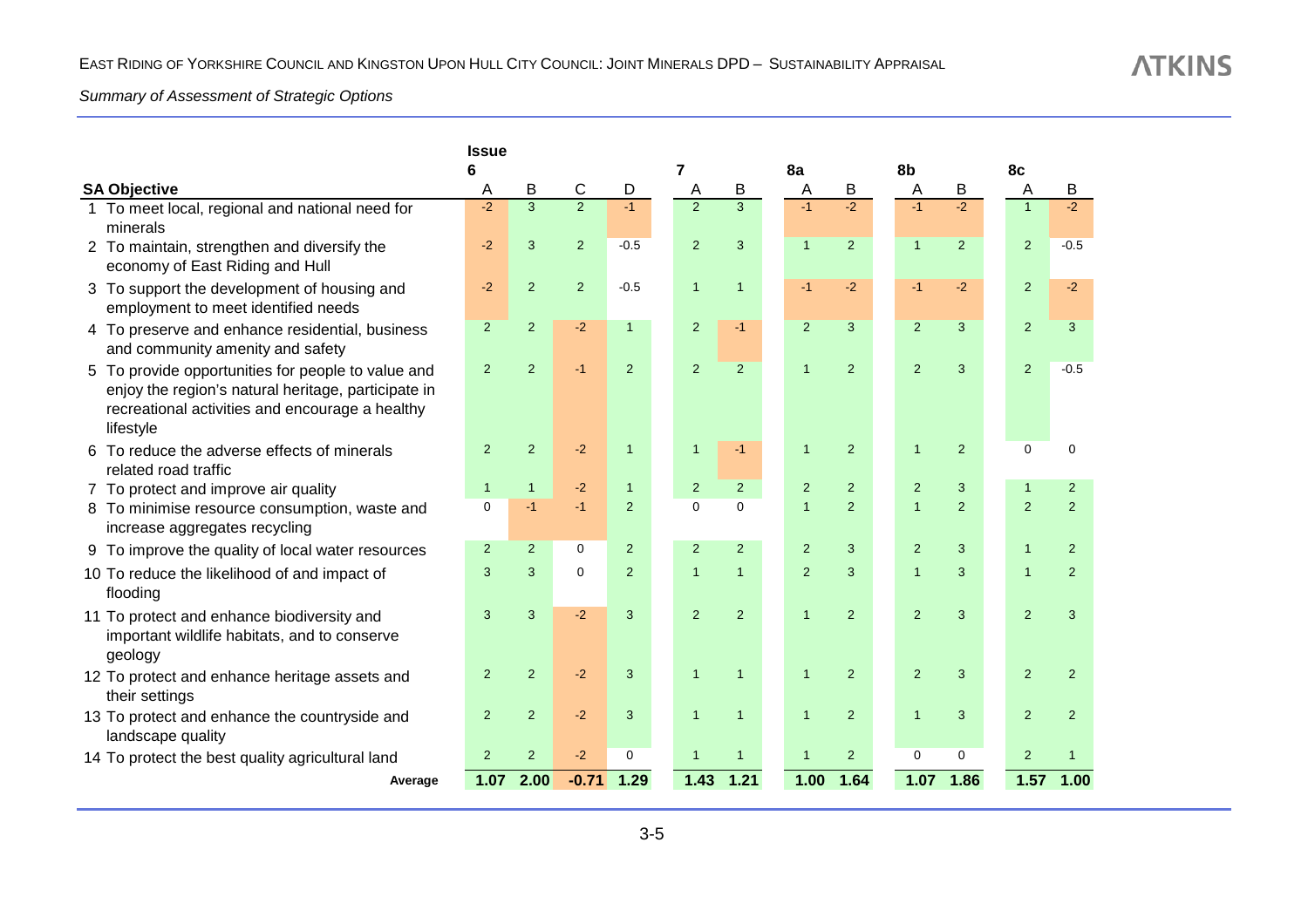*Summary of Assessment of Strategic Options*

| SA Objective | Issue 6 A | 6 B | 6 C | 6 D | 7 A | 7 B | 8a A | 8a B | 8b A | 8b B | 8c A | 8c B |
|---|---|---|---|---|---|---|---|---|---|---|---|---|
| 1 To meet local, regional and national need for minerals | -2 | 3 | 2 | -1 | 2 | 3 | -1 | -2 | -1 | -2 | 1 | -2 |
| 2 To maintain, strengthen and diversify the economy of East Riding and Hull | -2 | 3 | 2 | -0.5 | 2 | 3 | 1 | 2 | 1 | 2 | 2 | -0.5 |
| 3 To support the development of housing and employment to meet identified needs | -2 | 2 | 2 | -0.5 | 1 | 1 | -1 | -2 | -1 | -2 | 2 | -2 |
| 4 To preserve and enhance residential, business and community amenity and safety | 2 | 2 | -2 | 1 | 2 | -1 | 2 | 3 | 2 | 3 | 2 | 3 |
| 5 To provide opportunities for people to value and enjoy the region's natural heritage, participate in recreational activities and encourage a healthy lifestyle | 2 | 2 | -1 | 2 | 2 | 2 | 1 | 2 | 2 | 3 | 2 | -0.5 |
| 6 To reduce the adverse effects of minerals related road traffic | 2 | 2 | -2 | 1 | 1 | -1 | 1 | 2 | 1 | 2 | 0 | 0 |
| 7 To protect and improve air quality | 1 | 1 | -2 | 1 | 2 | 2 | 2 | 2 | 2 | 3 | 1 | 2 |
| 8 To minimise resource consumption, waste and increase aggregates recycling | 0 | -1 | -1 | 2 | 0 | 0 | 1 | 2 | 1 | 2 | 2 | 2 |
| 9 To improve the quality of local water resources | 2 | 2 | 0 | 2 | 2 | 2 | 2 | 3 | 2 | 3 | 1 | 2 |
| 10 To reduce the likelihood of and impact of flooding | 3 | 3 | 0 | 2 | 1 | 1 | 2 | 3 | 1 | 3 | 1 | 2 |
| 11 To protect and enhance biodiversity and important wildlife habitats, and to conserve geology | 3 | 3 | -2 | 3 | 2 | 2 | 1 | 2 | 2 | 3 | 2 | 3 |
| 12 To protect and enhance heritage assets and their settings | 2 | 2 | -2 | 3 | 1 | 1 | 1 | 2 | 2 | 3 | 2 | 2 |
| 13 To protect and enhance the countryside and landscape quality | 2 | 2 | -2 | 3 | 1 | 1 | 1 | 2 | 1 | 3 | 2 | 2 |
| 14 To protect the best quality agricultural land | 2 | 2 | -2 | 0 | 1 | 1 | 1 | 2 | 0 | 0 | 2 | 1 |
| **Average** | **1.07** | **2.00** | **-0.71** | **1.29** | **1.43** | **1.21** | **1.00** | **1.64** | **1.07** | **1.86** | **1.57** | **1.00** |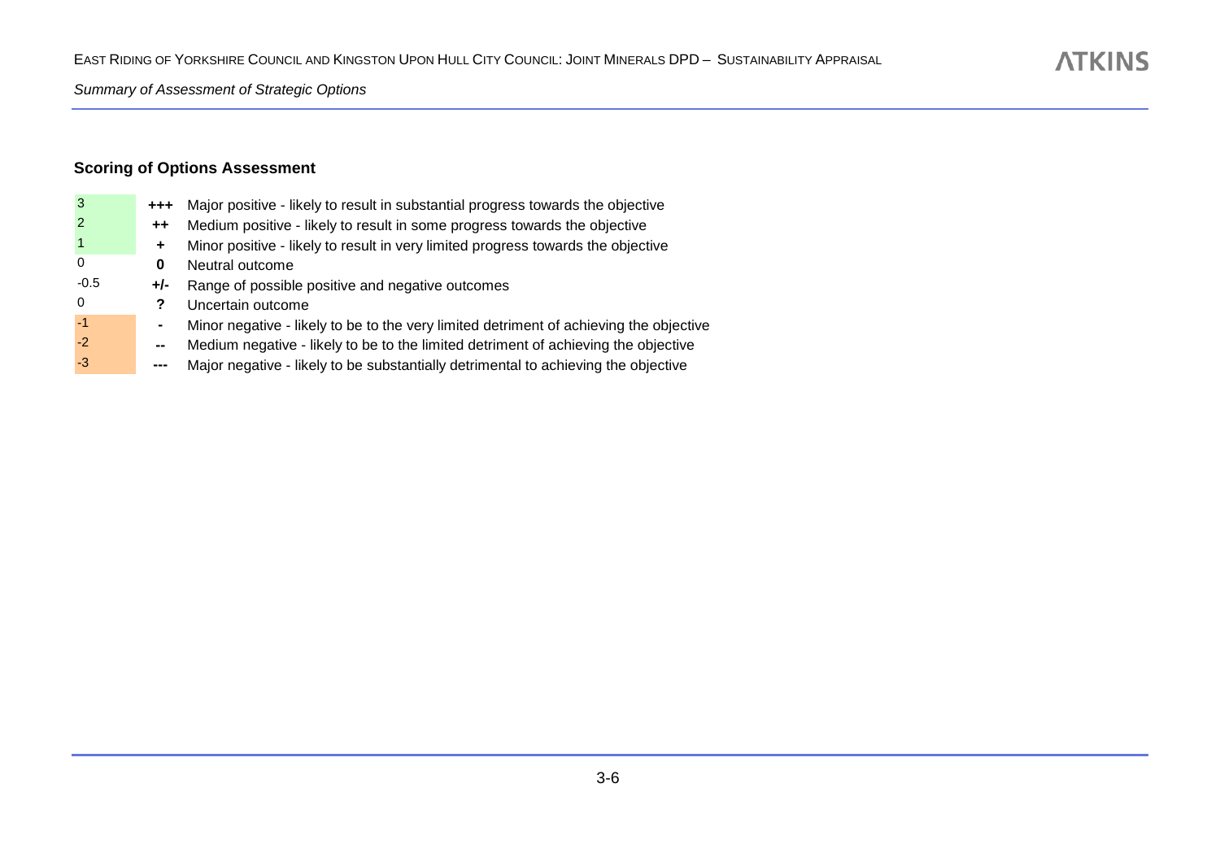*Summary of Assessment of Strategic Options*

### Scoring of Options Assessment

| Score | Symbol | Description |
|---|---|---|
| 3 | **+++** | Major positive - likely to result in substantial progress towards the objective |
| 2 | **++** | Medium positive - likely to result in some progress towards the objective |
| 1 | **+** | Minor positive - likely to result in very limited progress towards the objective |
| 0 | **0** | Neutral outcome |
| -0.5 | **+/-** | Range of possible positive and negative outcomes |
| 0 | **?** | Uncertain outcome |
| -1 | **-** | Minor negative - likely to be to the very limited detriment of achieving the objective |
| -2 | **--** | Medium negative - likely to be to the limited detriment of achieving the objective |
| -3 | **---** | Major negative - likely to be substantially detrimental to achieving the objective |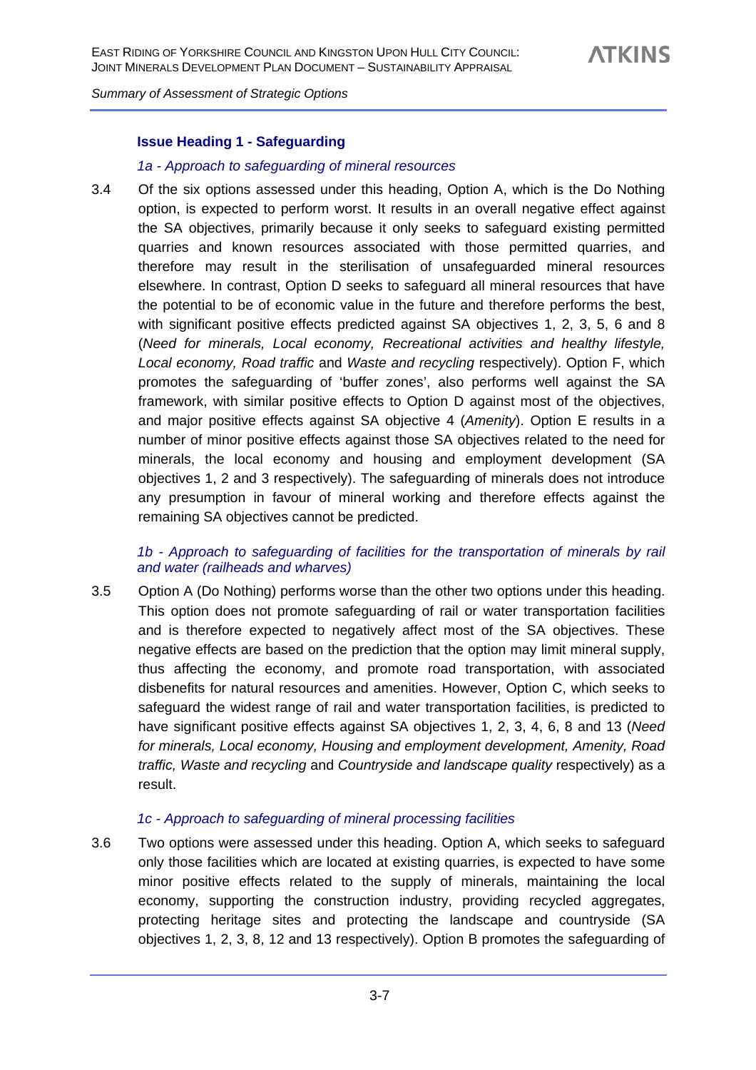### Issue Heading 1 - Safeguarding

*1a - Approach to safeguarding of mineral resources*

3.4 Of the six options assessed under this heading, Option A, which is the Do Nothing option, is expected to perform worst. It results in an overall negative effect against the SA objectives, primarily because it only seeks to safeguard existing permitted quarries and known resources associated with those permitted quarries, and therefore may result in the sterilisation of unsafeguarded mineral resources elsewhere. In contrast, Option D seeks to safeguard all mineral resources that have the potential to be of economic value in the future and therefore performs the best, with significant positive effects predicted against SA objectives 1, 2, 3, 5, 6 and 8 (*Need for minerals, Local economy, Recreational activities and healthy lifestyle, Local economy, Road traffic* and *Waste and recycling* respectively). Option F, which promotes the safeguarding of 'buffer zones', also performs well against the SA framework, with similar positive effects to Option D against most of the objectives, and major positive effects against SA objective 4 (*Amenity*). Option E results in a number of minor positive effects against those SA objectives related to the need for minerals, the local economy and housing and employment development (SA objectives 1, 2 and 3 respectively). The safeguarding of minerals does not introduce any presumption in favour of mineral working and therefore effects against the remaining SA objectives cannot be predicted.

*1b - Approach to safeguarding of facilities for the transportation of minerals by rail and water (railheads and wharves)*

3.5 Option A (Do Nothing) performs worse than the other two options under this heading. This option does not promote safeguarding of rail or water transportation facilities and is therefore expected to negatively affect most of the SA objectives. These negative effects are based on the prediction that the option may limit mineral supply, thus affecting the economy, and promote road transportation, with associated disbenefits for natural resources and amenities. However, Option C, which seeks to safeguard the widest range of rail and water transportation facilities, is predicted to have significant positive effects against SA objectives 1, 2, 3, 4, 6, 8 and 13 (*Need for minerals, Local economy, Housing and employment development, Amenity, Road traffic, Waste and recycling* and *Countryside and landscape quality* respectively) as a result.

*1c - Approach to safeguarding of mineral processing facilities*

3.6 Two options were assessed under this heading. Option A, which seeks to safeguard only those facilities which are located at existing quarries, is expected to have some minor positive effects related to the supply of minerals, maintaining the local economy, supporting the construction industry, providing recycled aggregates, protecting heritage sites and protecting the landscape and countryside (SA objectives 1, 2, 3, 8, 12 and 13 respectively). Option B promotes the safeguarding of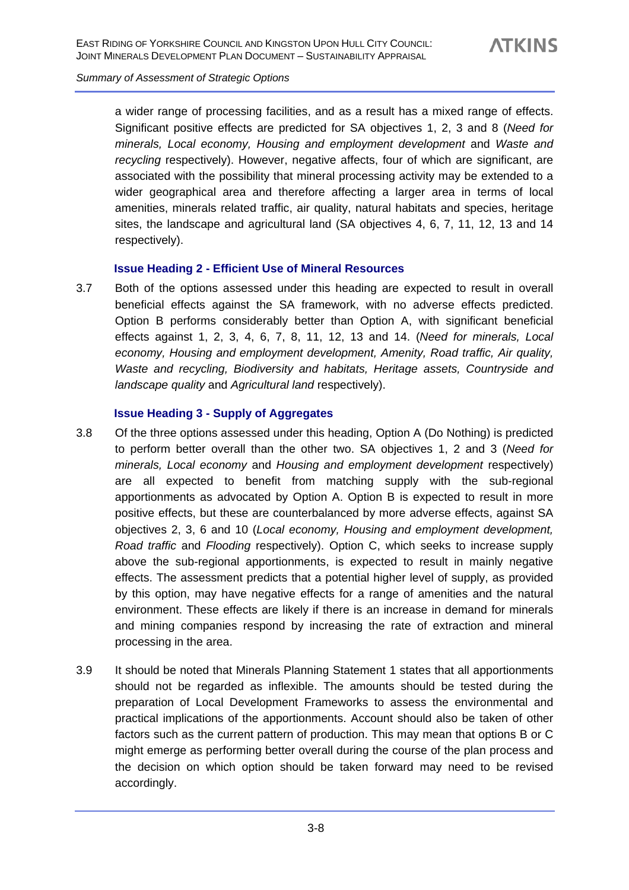a wider range of processing facilities, and as a result has a mixed range of effects. Significant positive effects are predicted for SA objectives 1, 2, 3 and 8 (*Need for minerals, Local economy, Housing and employment development* and *Waste and recycling* respectively). However, negative affects, four of which are significant, are associated with the possibility that mineral processing activity may be extended to a wider geographical area and therefore affecting a larger area in terms of local amenities, minerals related traffic, air quality, natural habitats and species, heritage sites, the landscape and agricultural land (SA objectives 4, 6, 7, 11, 12, 13 and 14 respectively).

### Issue Heading 2 - Efficient Use of Mineral Resources

3.7 Both of the options assessed under this heading are expected to result in overall beneficial effects against the SA framework, with no adverse effects predicted. Option B performs considerably better than Option A, with significant beneficial effects against 1, 2, 3, 4, 6, 7, 8, 11, 12, 13 and 14. (*Need for minerals, Local economy, Housing and employment development, Amenity, Road traffic, Air quality, Waste and recycling, Biodiversity and habitats, Heritage assets, Countryside and landscape quality* and *Agricultural land* respectively).

### Issue Heading 3 - Supply of Aggregates

3.8 Of the three options assessed under this heading, Option A (Do Nothing) is predicted to perform better overall than the other two. SA objectives 1, 2 and 3 (*Need for minerals, Local economy* and *Housing and employment development* respectively) are all expected to benefit from matching supply with the sub-regional apportionments as advocated by Option A. Option B is expected to result in more positive effects, but these are counterbalanced by more adverse effects, against SA objectives 2, 3, 6 and 10 (*Local economy, Housing and employment development, Road traffic* and *Flooding* respectively). Option C, which seeks to increase supply above the sub-regional apportionments, is expected to result in mainly negative effects. The assessment predicts that a potential higher level of supply, as provided by this option, may have negative effects for a range of amenities and the natural environment. These effects are likely if there is an increase in demand for minerals and mining companies respond by increasing the rate of extraction and mineral processing in the area.

3.9 It should be noted that Minerals Planning Statement 1 states that all apportionments should not be regarded as inflexible. The amounts should be tested during the preparation of Local Development Frameworks to assess the environmental and practical implications of the apportionments. Account should also be taken of other factors such as the current pattern of production. This may mean that options B or C might emerge as performing better overall during the course of the plan process and the decision on which option should be taken forward may need to be revised accordingly.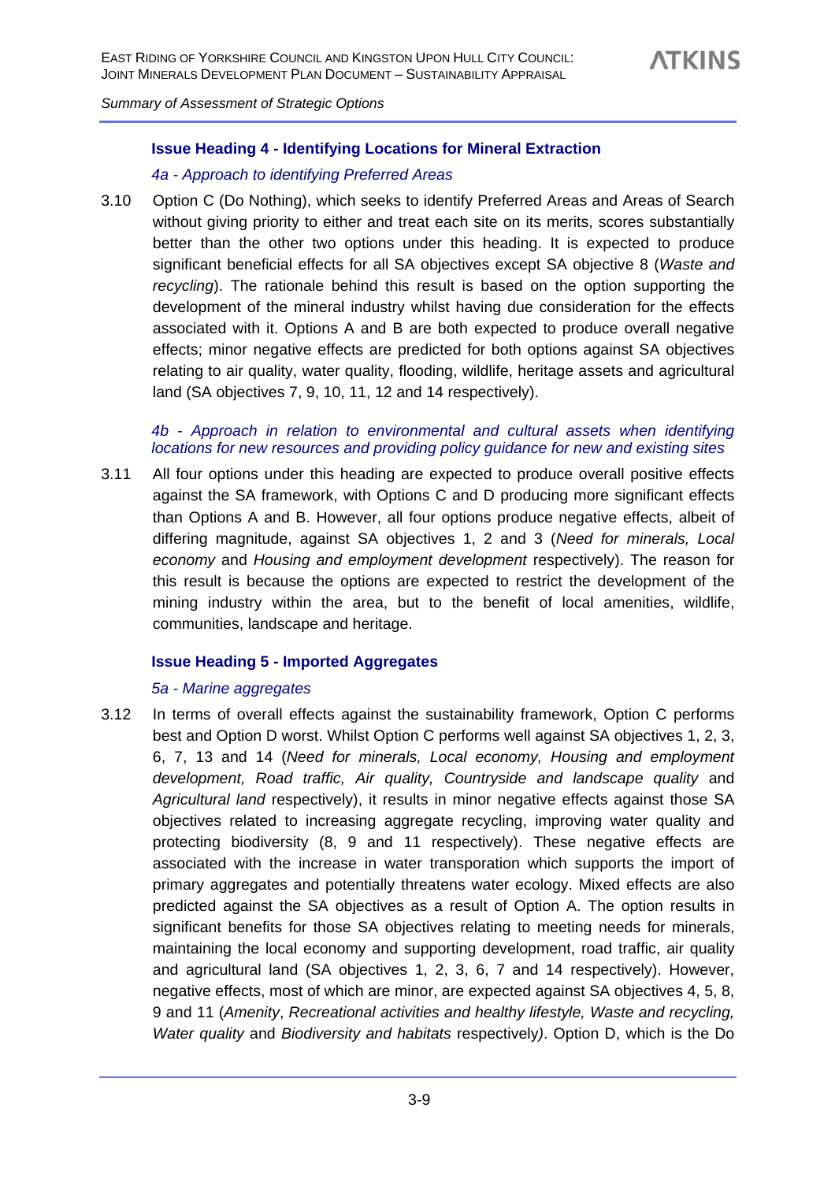### Issue Heading 4 - Identifying Locations for Mineral Extraction

*4a - Approach to identifying Preferred Areas*

3.10 Option C (Do Nothing), which seeks to identify Preferred Areas and Areas of Search without giving priority to either and treat each site on its merits, scores substantially better than the other two options under this heading. It is expected to produce significant beneficial effects for all SA objectives except SA objective 8 (*Waste and recycling*). The rationale behind this result is based on the option supporting the development of the mineral industry whilst having due consideration for the effects associated with it. Options A and B are both expected to produce overall negative effects; minor negative effects are predicted for both options against SA objectives relating to air quality, water quality, flooding, wildlife, heritage assets and agricultural land (SA objectives 7, 9, 10, 11, 12 and 14 respectively).

*4b - Approach in relation to environmental and cultural assets when identifying locations for new resources and providing policy guidance for new and existing sites*

3.11 All four options under this heading are expected to produce overall positive effects against the SA framework, with Options C and D producing more significant effects than Options A and B. However, all four options produce negative effects, albeit of differing magnitude, against SA objectives 1, 2 and 3 (*Need for minerals, Local economy* and *Housing and employment development* respectively). The reason for this result is because the options are expected to restrict the development of the mining industry within the area, but to the benefit of local amenities, wildlife, communities, landscape and heritage.

### Issue Heading 5 - Imported Aggregates

*5a - Marine aggregates*

3.12 In terms of overall effects against the sustainability framework, Option C performs best and Option D worst. Whilst Option C performs well against SA objectives 1, 2, 3, 6, 7, 13 and 14 (*Need for minerals, Local economy, Housing and employment development, Road traffic, Air quality, Countryside and landscape quality* and *Agricultural land* respectively), it results in minor negative effects against those SA objectives related to increasing aggregate recycling, improving water quality and protecting biodiversity (8, 9 and 11 respectively). These negative effects are associated with the increase in water transporation which supports the import of primary aggregates and potentially threatens water ecology. Mixed effects are also predicted against the SA objectives as a result of Option A. The option results in significant benefits for those SA objectives relating to meeting needs for minerals, maintaining the local economy and supporting development, road traffic, air quality and agricultural land (SA objectives 1, 2, 3, 6, 7 and 14 respectively). However, negative effects, most of which are minor, are expected against SA objectives 4, 5, 8, 9 and 11 (*Amenity*, *Recreational activities and healthy lifestyle, Waste and recycling, Water quality* and *Biodiversity and habitats* respectively). Option D, which is the Do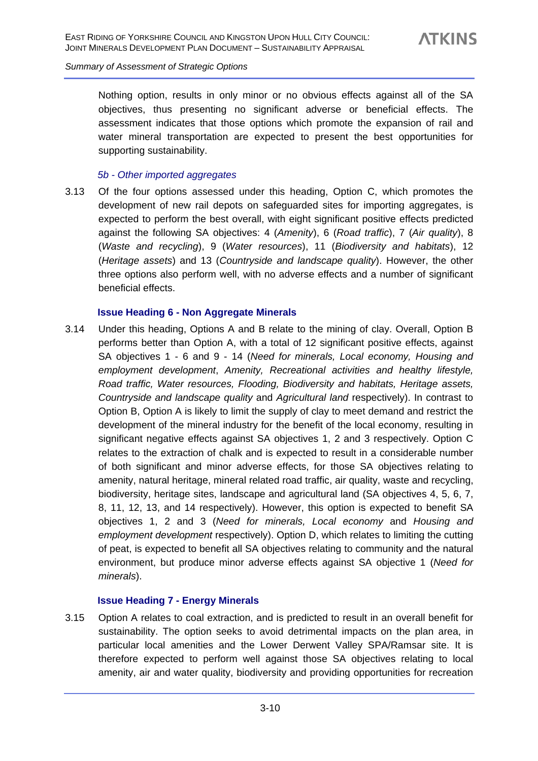Nothing option, results in only minor or no obvious effects against all of the SA objectives, thus presenting no significant adverse or beneficial effects. The assessment indicates that those options which promote the expansion of rail and water mineral transportation are expected to present the best opportunities for supporting sustainability.

#### *5b - Other imported aggregates*

3.13 Of the four options assessed under this heading, Option C, which promotes the development of new rail depots on safeguarded sites for importing aggregates, is expected to perform the best overall, with eight significant positive effects predicted against the following SA objectives: 4 (*Amenity*), 6 (*Road traffic*), 7 (*Air quality*), 8 (*Waste and recycling*), 9 (*Water resources*), 11 (*Biodiversity and habitats*), 12 (*Heritage assets*) and 13 (*Countryside and landscape quality*). However, the other three options also perform well, with no adverse effects and a number of significant beneficial effects.

### Issue Heading 6 - Non Aggregate Minerals

3.14 Under this heading, Options A and B relate to the mining of clay. Overall, Option B performs better than Option A, with a total of 12 significant positive effects, against SA objectives 1 - 6 and 9 - 14 (*Need for minerals, Local economy, Housing and employment development*, *Amenity, Recreational activities and healthy lifestyle, Road traffic, Water resources, Flooding, Biodiversity and habitats, Heritage assets, Countryside and landscape quality* and *Agricultural land* respectively). In contrast to Option B, Option A is likely to limit the supply of clay to meet demand and restrict the development of the mineral industry for the benefit of the local economy, resulting in significant negative effects against SA objectives 1, 2 and 3 respectively. Option C relates to the extraction of chalk and is expected to result in a considerable number of both significant and minor adverse effects, for those SA objectives relating to amenity, natural heritage, mineral related road traffic, air quality, waste and recycling, biodiversity, heritage sites, landscape and agricultural land (SA objectives 4, 5, 6, 7, 8, 11, 12, 13, and 14 respectively). However, this option is expected to benefit SA objectives 1, 2 and 3 (*Need for minerals, Local economy* and *Housing and employment development* respectively). Option D, which relates to limiting the cutting of peat, is expected to benefit all SA objectives relating to community and the natural environment, but produce minor adverse effects against SA objective 1 (*Need for minerals*).

### Issue Heading 7 - Energy Minerals

3.15 Option A relates to coal extraction, and is predicted to result in an overall benefit for sustainability. The option seeks to avoid detrimental impacts on the plan area, in particular local amenities and the Lower Derwent Valley SPA/Ramsar site. It is therefore expected to perform well against those SA objectives relating to local amenity, air and water quality, biodiversity and providing opportunities for recreation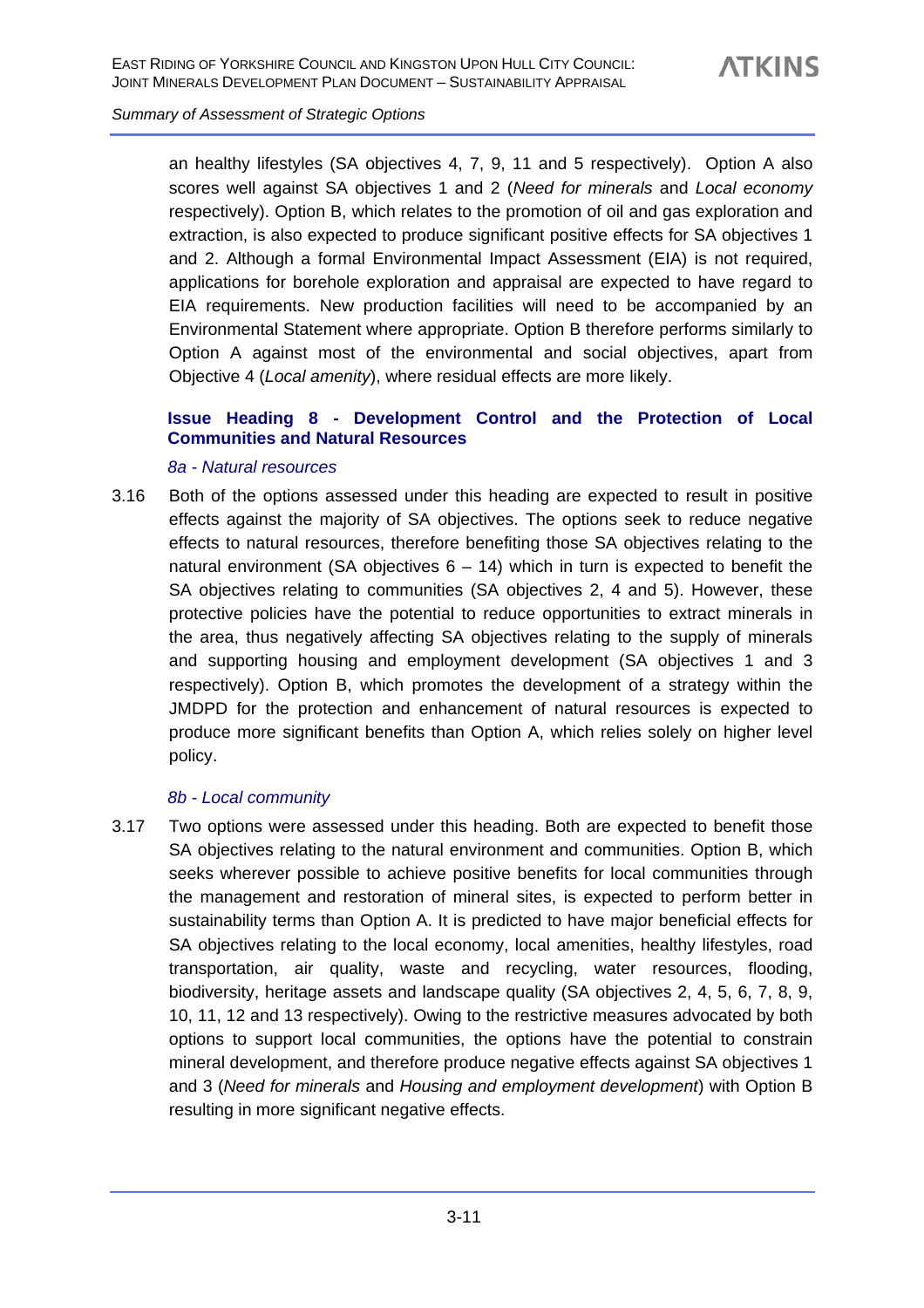an healthy lifestyles (SA objectives 4, 7, 9, 11 and 5 respectively). Option A also scores well against SA objectives 1 and 2 (*Need for minerals* and *Local economy* respectively). Option B, which relates to the promotion of oil and gas exploration and extraction, is also expected to produce significant positive effects for SA objectives 1 and 2. Although a formal Environmental Impact Assessment (EIA) is not required, applications for borehole exploration and appraisal are expected to have regard to EIA requirements. New production facilities will need to be accompanied by an Environmental Statement where appropriate. Option B therefore performs similarly to Option A against most of the environmental and social objectives, apart from Objective 4 (*Local amenity*), where residual effects are more likely.

### Issue Heading 8 - Development Control and the Protection of Local Communities and Natural Resources

*8a - Natural resources*

3.16 Both of the options assessed under this heading are expected to result in positive effects against the majority of SA objectives. The options seek to reduce negative effects to natural resources, therefore benefiting those SA objectives relating to the natural environment (SA objectives 6 – 14) which in turn is expected to benefit the SA objectives relating to communities (SA objectives 2, 4 and 5). However, these protective policies have the potential to reduce opportunities to extract minerals in the area, thus negatively affecting SA objectives relating to the supply of minerals and supporting housing and employment development (SA objectives 1 and 3 respectively). Option B, which promotes the development of a strategy within the JMDPD for the protection and enhancement of natural resources is expected to produce more significant benefits than Option A, which relies solely on higher level policy.

*8b - Local community*

3.17 Two options were assessed under this heading. Both are expected to benefit those SA objectives relating to the natural environment and communities. Option B, which seeks wherever possible to achieve positive benefits for local communities through the management and restoration of mineral sites, is expected to perform better in sustainability terms than Option A. It is predicted to have major beneficial effects for SA objectives relating to the local economy, local amenities, healthy lifestyles, road transportation, air quality, waste and recycling, water resources, flooding, biodiversity, heritage assets and landscape quality (SA objectives 2, 4, 5, 6, 7, 8, 9, 10, 11, 12 and 13 respectively). Owing to the restrictive measures advocated by both options to support local communities, the options have the potential to constrain mineral development, and therefore produce negative effects against SA objectives 1 and 3 (*Need for minerals* and *Housing and employment development*) with Option B resulting in more significant negative effects.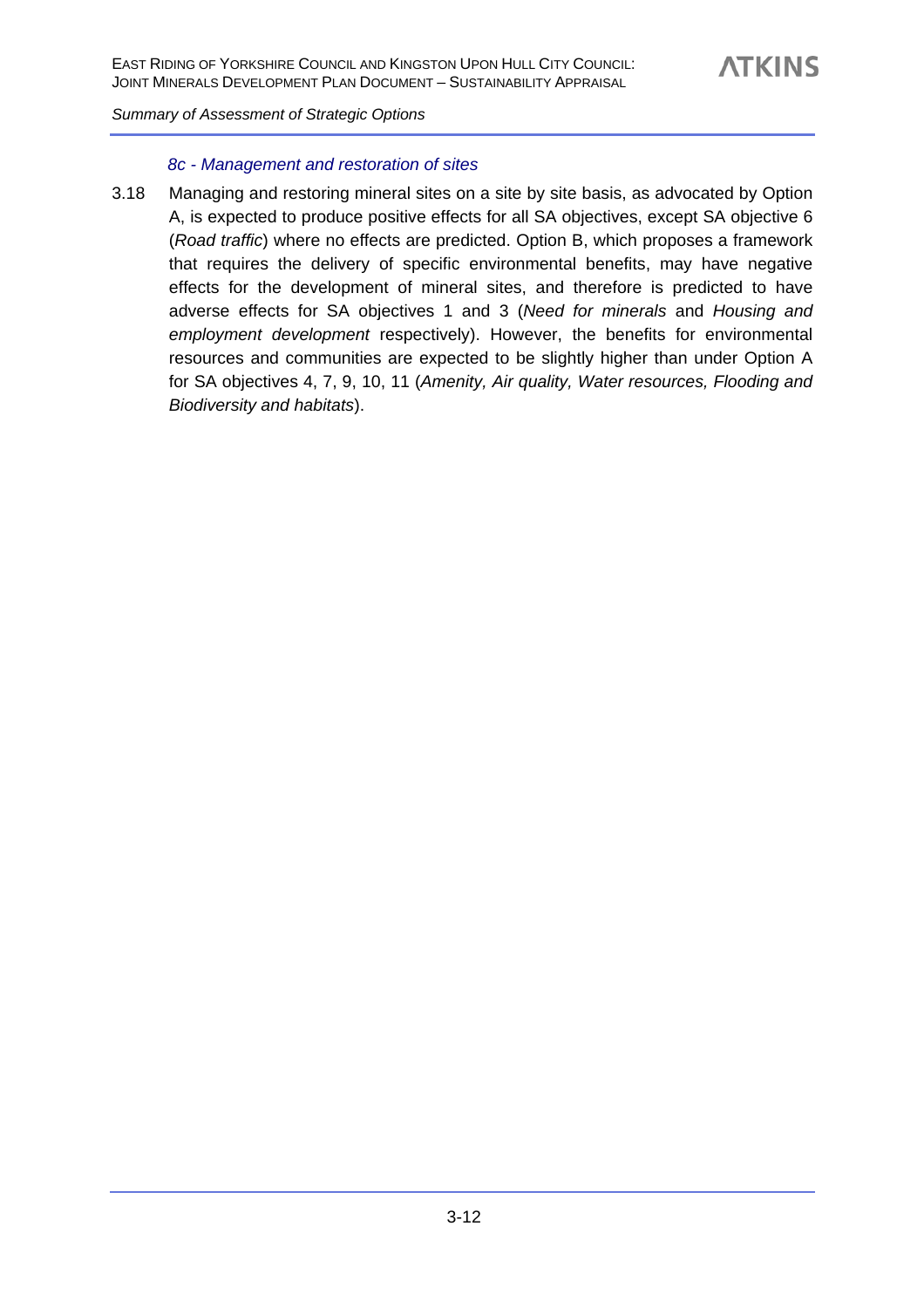#### *8c - Management and restoration of sites*

3.18 Managing and restoring mineral sites on a site by site basis, as advocated by Option A, is expected to produce positive effects for all SA objectives, except SA objective 6 (*Road traffic*) where no effects are predicted. Option B, which proposes a framework that requires the delivery of specific environmental benefits, may have negative effects for the development of mineral sites, and therefore is predicted to have adverse effects for SA objectives 1 and 3 (*Need for minerals* and *Housing and employment development* respectively). However, the benefits for environmental resources and communities are expected to be slightly higher than under Option A for SA objectives 4, 7, 9, 10, 11 (*Amenity, Air quality, Water resources, Flooding and Biodiversity and habitats*).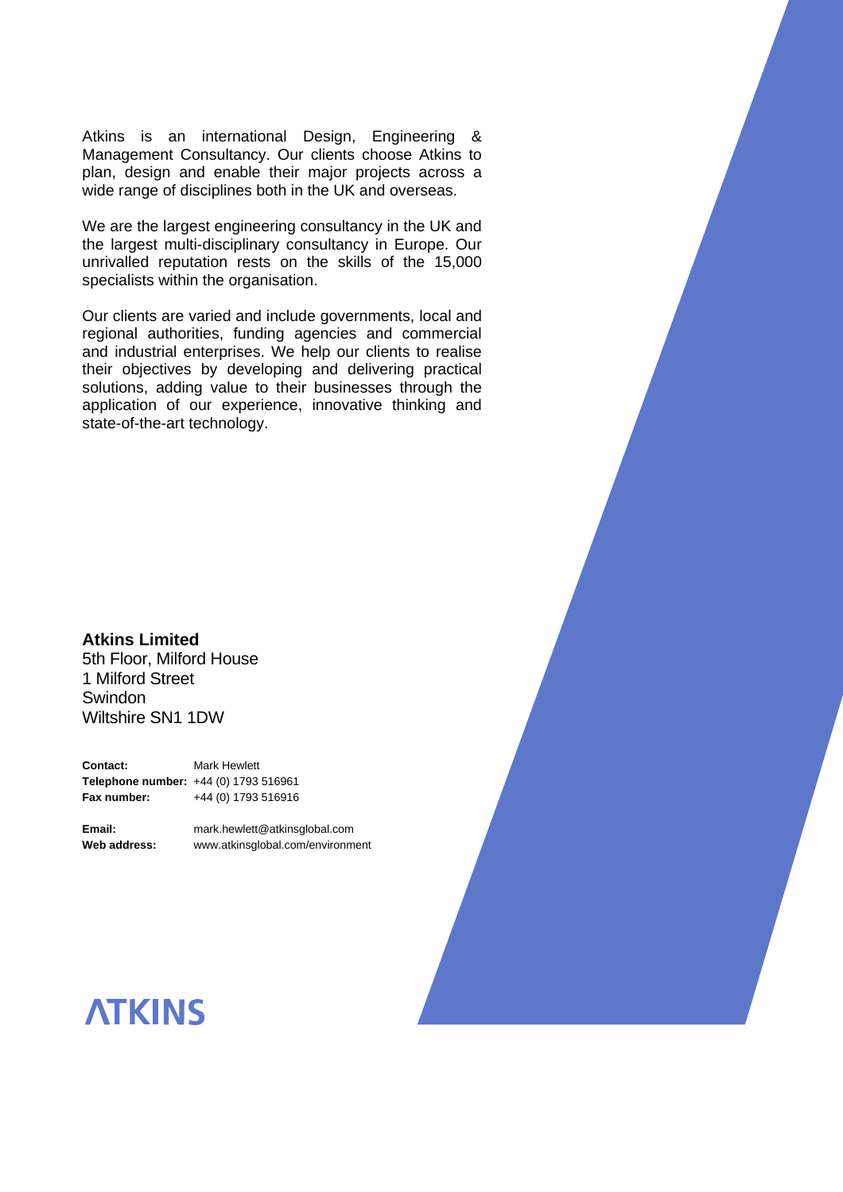Atkins is an international Design, Engineering & Management Consultancy. Our clients choose Atkins to plan, design and enable their major projects across a wide range of disciplines both in the UK and overseas.

We are the largest engineering consultancy in the UK and the largest multi-disciplinary consultancy in Europe. Our unrivalled reputation rests on the skills of the 15,000 specialists within the organisation.

Our clients are varied and include governments, local and regional authorities, funding agencies and commercial and industrial enterprises. We help our clients to realise their objectives by developing and delivering practical solutions, adding value to their businesses through the application of our experience, innovative thinking and state-of-the-art technology.

**Atkins Limited**
5th Floor, Milford House
1 Milford Street
Swindon
Wiltshire SN1 1DW

**Contact:** Mark Hewlett
**Telephone number:** +44 (0) 1793 516961
**Fax number:** +44 (0) 1793 516916

**Email:** mark.hewlett@atkinsglobal.com
**Web address:** www.atkinsglobal.com/environment

ATKINS